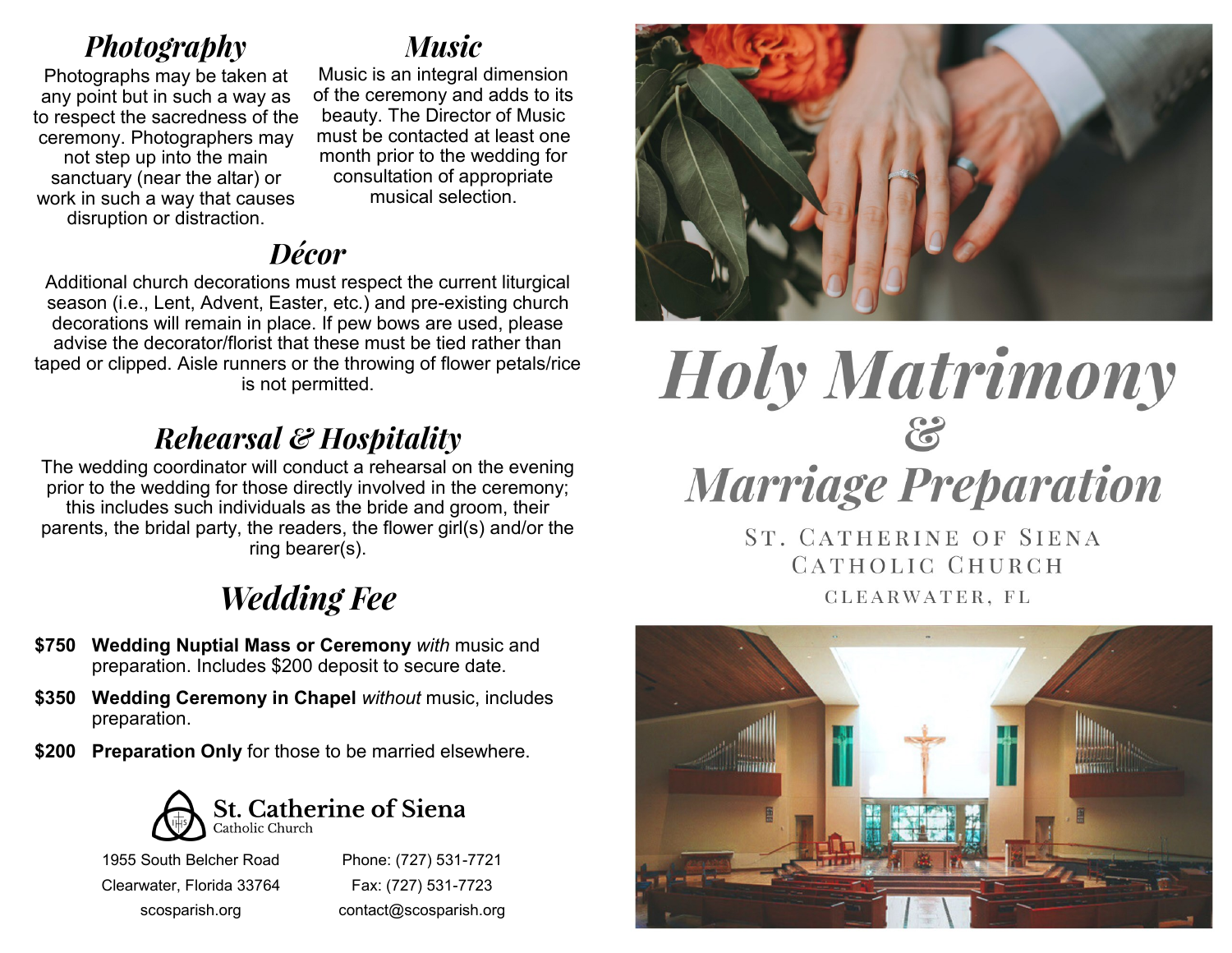## Photography

Photographs may be taken at any point but in such a way as to respect the sacredness of the ceremony. Photographers may not step up into the main sanctuary (near the altar) or work in such a way that causes disruption or distraction.

## Music

Music is an integral dimension of the ceremony and adds to its beauty. The Director of Music must be contacted at least one month prior to the wedding for consultation of appropriate musical selection.

## Décor

Additional church decorations must respect the current liturgical season (i.e., Lent, Advent, Easter, etc.) and pre-existing church decorations will remain in place. If pew bows are used, please advise the decorator/florist that these must be tied rather than taped or clipped. Aisle runners or the throwing of flower petals/rice is not permitted.

## Rehearsal & Hospitality

The wedding coordinator will conduct a rehearsal on the evening prior to the wedding for those directly involved in the ceremony; this includes such individuals as the bride and groom, their parents, the bridal party, the readers, the flower girl(s) and/or the ring bearer(s).

## Wedding Fee

**$750** **Wedding Nuptial Mass or Ceremony** *with* music and preparation. Includes $200 deposit to secure date.

**$350** **Wedding Ceremony in Chapel** *without* music, includes preparation.

**$200** **Preparation Only** for those to be married elsewhere.

**St. Catherine of Siena**
Catholic Church

1955 South Belcher Road
Clearwater, Florida 33764
scosparish.org

Phone: (727) 531-7721
Fax: (727) 531-7723
contact@scosparish.org

# Holy Matrimony & Marriage Preparation

St. Catherine of Siena Catholic Church

Clearwater, FL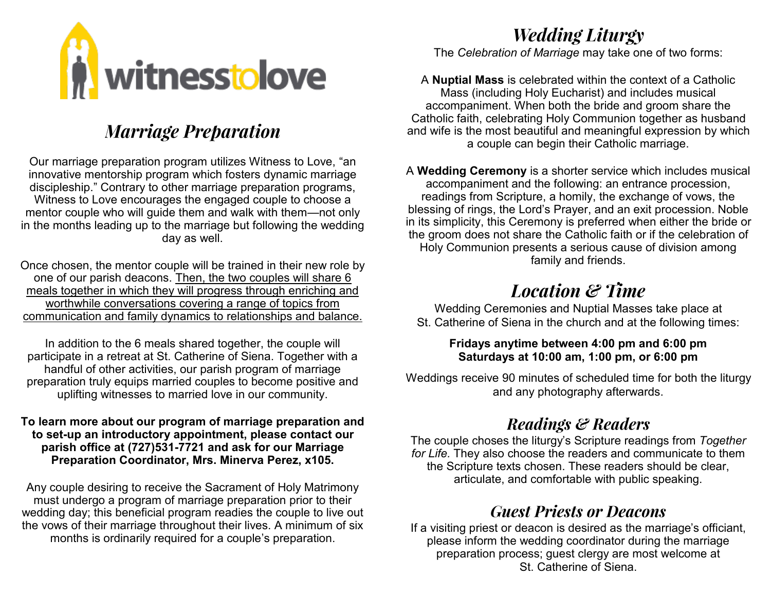witnesstolove

## *Marriage Preparation*

Our marriage preparation program utilizes Witness to Love, "an innovative mentorship program which fosters dynamic marriage discipleship." Contrary to other marriage preparation programs, Witness to Love encourages the engaged couple to choose a mentor couple who will guide them and walk with them—not only in the months leading up to the marriage but following the wedding day as well.

Once chosen, the mentor couple will be trained in their new role by one of our parish deacons. Then, the two couples will share 6 meals together in which they will progress through enriching and worthwhile conversations covering a range of topics from communication and family dynamics to relationships and balance.

In addition to the 6 meals shared together, the couple will participate in a retreat at St. Catherine of Siena. Together with a handful of other activities, our parish program of marriage preparation truly equips married couples to become positive and uplifting witnesses to married love in our community.

**To learn more about our program of marriage preparation and to set-up an introductory appointment, please contact our parish office at (727)531-7721 and ask for our Marriage Preparation Coordinator, Mrs. Minerva Perez, x105.**

Any couple desiring to receive the Sacrament of Holy Matrimony must undergo a program of marriage preparation prior to their wedding day; this beneficial program readies the couple to live out the vows of their marriage throughout their lives. A minimum of six months is ordinarily required for a couple's preparation.

## *Wedding Liturgy*

The *Celebration of Marriage* may take one of two forms:

A **Nuptial Mass** is celebrated within the context of a Catholic Mass (including Holy Eucharist) and includes musical accompaniment. When both the bride and groom share the Catholic faith, celebrating Holy Communion together as husband and wife is the most beautiful and meaningful expression by which a couple can begin their Catholic marriage.

A **Wedding Ceremony** is a shorter service which includes musical accompaniment and the following: an entrance procession, readings from Scripture, a homily, the exchange of vows, the blessing of rings, the Lord's Prayer, and an exit procession. Noble in its simplicity, this Ceremony is preferred when either the bride or the groom does not share the Catholic faith or if the celebration of Holy Communion presents a serious cause of division among family and friends.

## *Location & Time*

Wedding Ceremonies and Nuptial Masses take place at St. Catherine of Siena in the church and at the following times:

**Fridays anytime between 4:00 pm and 6:00 pm**
**Saturdays at 10:00 am, 1:00 pm, or 6:00 pm**

Weddings receive 90 minutes of scheduled time for both the liturgy and any photography afterwards.

## *Readings & Readers*

The couple choses the liturgy's Scripture readings from *Together for Life.* They also choose the readers and communicate to them the Scripture texts chosen. These readers should be clear, articulate, and comfortable with public speaking.

## *Guest Priests or Deacons*

If a visiting priest or deacon is desired as the marriage's officiant, please inform the wedding coordinator during the marriage preparation process; guest clergy are most welcome at St. Catherine of Siena.